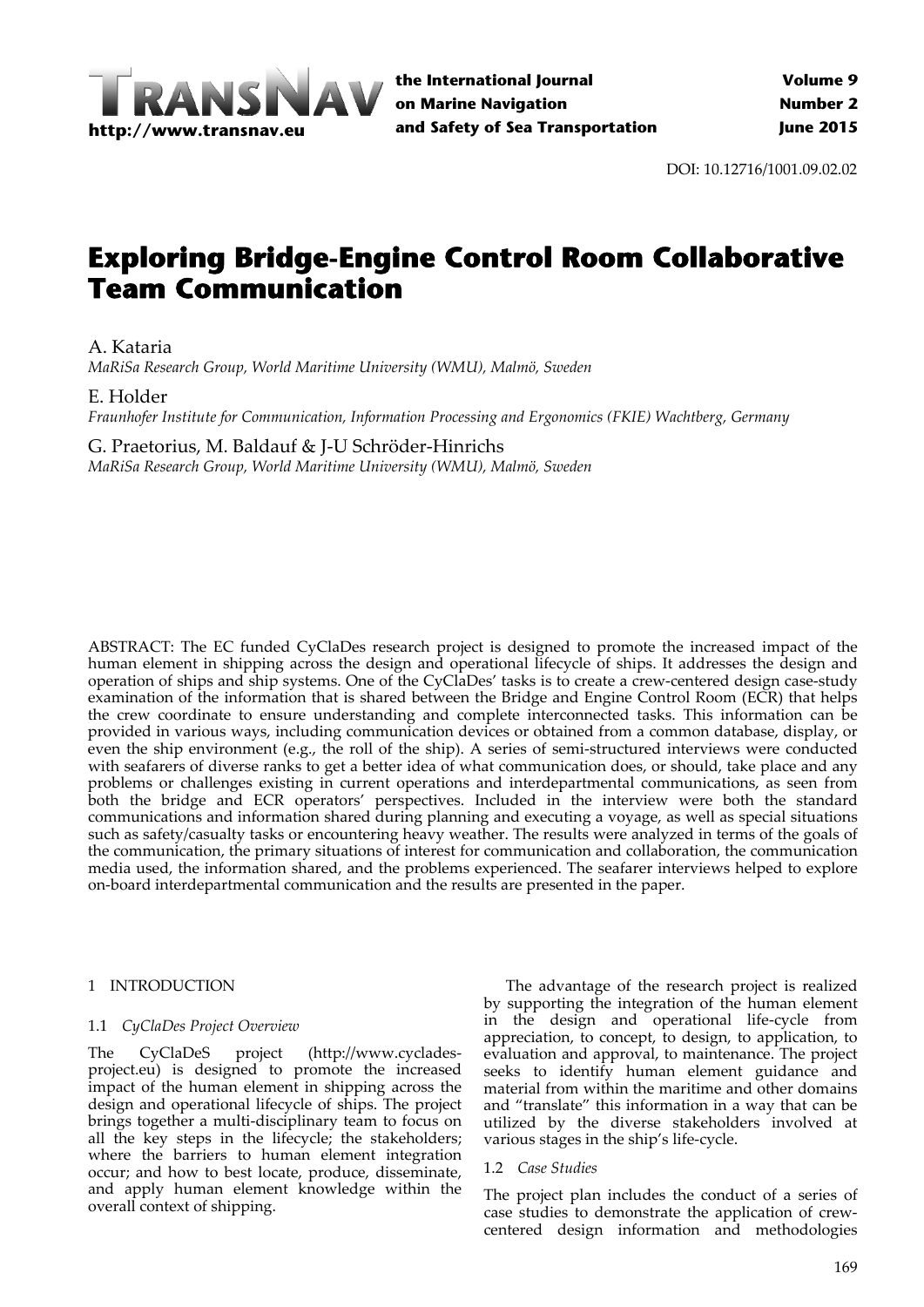DOI: 10.12716/1001.09.02.02

# Exploring Bridge-Engine Control Room Collaborative Team Communication

A. Kataria
*MaRiSa Research Group, World Maritime University (WMU), Malmö, Sweden*

E. Holder
*Fraunhofer Institute for Communication, Information Processing and Ergonomics (FKIE) Wachtberg, Germany*

G. Praetorius, M. Baldauf & J-U Schröder-Hinrichs
*MaRiSa Research Group, World Maritime University (WMU), Malmö, Sweden*

ABSTRACT: The EC funded CyClaDes research project is designed to promote the increased impact of the human element in shipping across the design and operational lifecycle of ships. It addresses the design and operation of ships and ship systems. One of the CyClaDes' tasks is to create a crew-centered design case-study examination of the information that is shared between the Bridge and Engine Control Room (ECR) that helps the crew coordinate to ensure understanding and complete interconnected tasks. This information can be provided in various ways, including communication devices or obtained from a common database, display, or even the ship environment (e.g., the roll of the ship). A series of semi-structured interviews were conducted with seafarers of diverse ranks to get a better idea of what communication does, or should, take place and any problems or challenges existing in current operations and interdepartmental communications, as seen from both the bridge and ECR operators' perspectives. Included in the interview were both the standard communications and information shared during planning and executing a voyage, as well as special situations such as safety/casualty tasks or encountering heavy weather. The results were analyzed in terms of the goals of the communication, the primary situations of interest for communication and collaboration, the communication media used, the information shared, and the problems experienced. The seafarer interviews helped to explore on-board interdepartmental communication and the results are presented in the paper.

## 1 INTRODUCTION

### 1.1 *CyClaDes Project Overview*

The CyClaDeS project (http://www.cyclades-project.eu) is designed to promote the increased impact of the human element in shipping across the design and operational lifecycle of ships. The project brings together a multi-disciplinary team to focus on all the key steps in the lifecycle; the stakeholders; where the barriers to human element integration occur; and how to best locate, produce, disseminate, and apply human element knowledge within the overall context of shipping.

The advantage of the research project is realized by supporting the integration of the human element in the design and operational life-cycle from appreciation, to concept, to design, to application, to evaluation and approval, to maintenance. The project seeks to identify human element guidance and material from within the maritime and other domains and "translate" this information in a way that can be utilized by the diverse stakeholders involved at various stages in the ship's life-cycle.

### 1.2 *Case Studies*

The project plan includes the conduct of a series of case studies to demonstrate the application of crew-centered design information and methodologies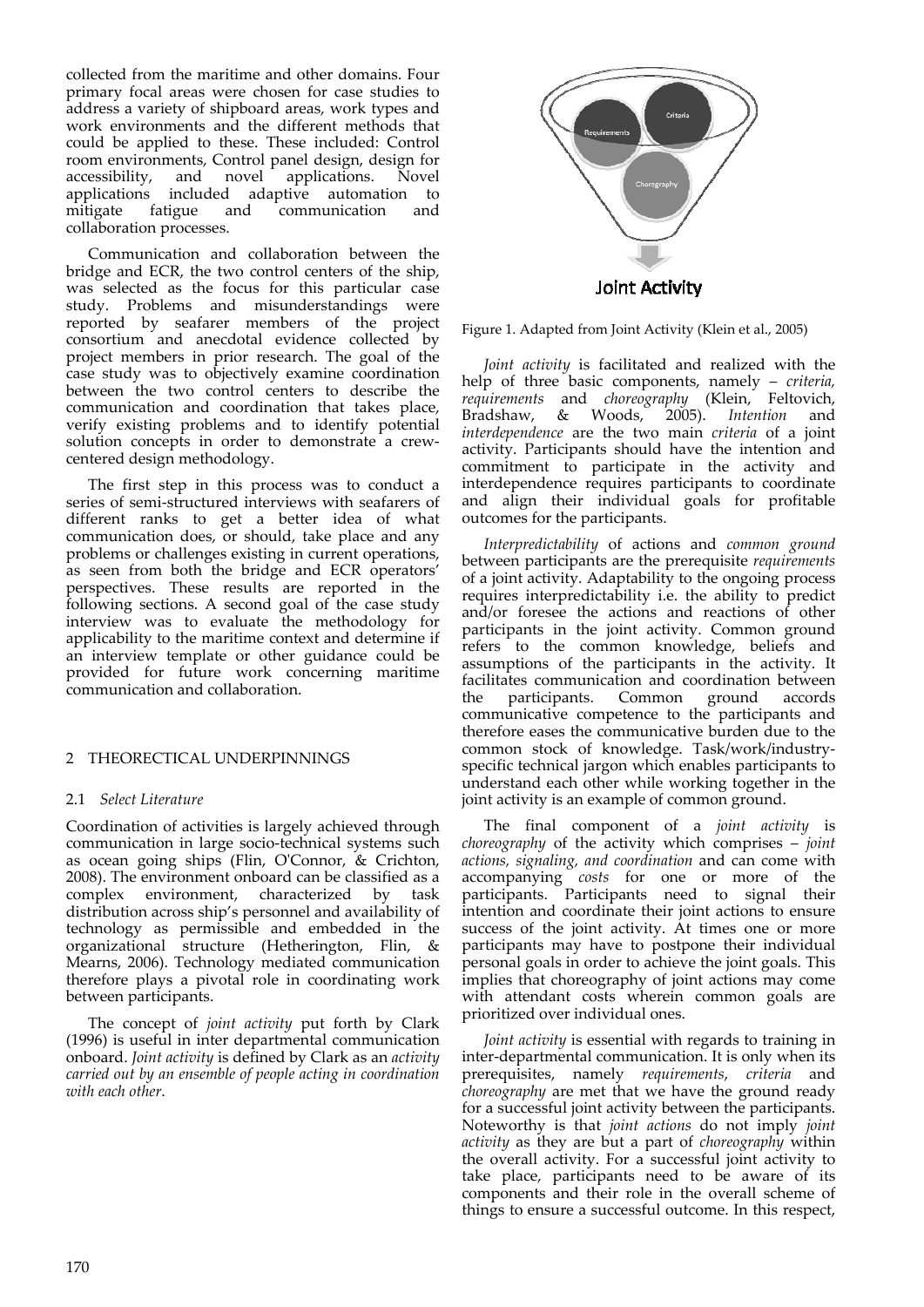collected from the maritime and other domains. Four primary focal areas were chosen for case studies to address a variety of shipboard areas, work types and work environments and the different methods that could be applied to these. These included: Control room environments, Control panel design, design for accessibility, and novel applications. Novel applications included adaptive automation to mitigate fatigue and communication and collaboration processes.

Communication and collaboration between the bridge and ECR, the two control centers of the ship, was selected as the focus for this particular case study. Problems and misunderstandings were reported by seafarer members of the project consortium and anecdotal evidence collected by project members in prior research. The goal of the case study was to objectively examine coordination between the two control centers to describe the communication and coordination that takes place, verify existing problems and to identify potential solution concepts in order to demonstrate a crew-centered design methodology.

The first step in this process was to conduct a series of semi-structured interviews with seafarers of different ranks to get a better idea of what communication does, or should, take place and any problems or challenges existing in current operations, as seen from both the bridge and ECR operators' perspectives. These results are reported in the following sections. A second goal of the case study interview was to evaluate the methodology for applicability to the maritime context and determine if an interview template or other guidance could be provided for future work concerning maritime communication and collaboration.

## 2 THEORECTICAL UNDERPINNINGS

### 2.1 *Select Literature*

Coordination of activities is largely achieved through communication in large socio-technical systems such as ocean going ships (Flin, O'Connor, & Crichton, 2008). The environment onboard can be classified as a complex environment, characterized by task distribution across ship's personnel and availability of technology as permissible and embedded in the organizational structure (Hetherington, Flin, & Mearns, 2006). Technology mediated communication therefore plays a pivotal role in coordinating work between participants.

The concept of *joint activity* put forth by Clark (1996) is useful in inter departmental communication onboard. *Joint activity* is defined by Clark as an *activity carried out by an ensemble of people acting in coordination with each other*.

Requirements

Criteria

Choregraphy

Joint Activity

Figure 1. Adapted from Joint Activity (Klein et al., 2005)

*Joint activity* is facilitated and realized with the help of three basic components, namely – *criteria, requirements* and *choreography* (Klein, Feltovich, Bradshaw, & Woods, 2005). *Intention* and *interdependence* are the two main *criteria* of a joint activity. Participants should have the intention and commitment to participate in the activity and interdependence requires participants to coordinate and align their individual goals for profitable outcomes for the participants.

*Interpredictability* of actions and *common ground* between participants are the prerequisite *requirements* of a joint activity. Adaptability to the ongoing process requires interpredictability i.e. the ability to predict and/or foresee the actions and reactions of other participants in the joint activity. Common ground refers to the common knowledge, beliefs and assumptions of the participants in the activity. It facilitates communication and coordination between the participants. Common ground accords communicative competence to the participants and therefore eases the communicative burden due to the common stock of knowledge. Task/work/industry-specific technical jargon which enables participants to understand each other while working together in the joint activity is an example of common ground.

The final component of a *joint activity* is *choreography* of the activity which comprises – *joint actions, signaling, and coordination* and can come with accompanying *costs* for one or more of the participants. Participants need to signal their intention and coordinate their joint actions to ensure success of the joint activity. At times one or more participants may have to postpone their individual personal goals in order to achieve the joint goals. This implies that choreography of joint actions may come with attendant costs wherein common goals are prioritized over individual ones.

*Joint activity* is essential with regards to training in inter-departmental communication. It is only when its prerequisites, namely *requirements*, *criteria* and *choreography* are met that we have the ground ready for a successful joint activity between the participants. Noteworthy is that *joint actions* do not imply *joint activity* as they are but a part of *choreography* within the overall activity. For a successful joint activity to take place, participants need to be aware of its components and their role in the overall scheme of things to ensure a successful outcome. In this respect,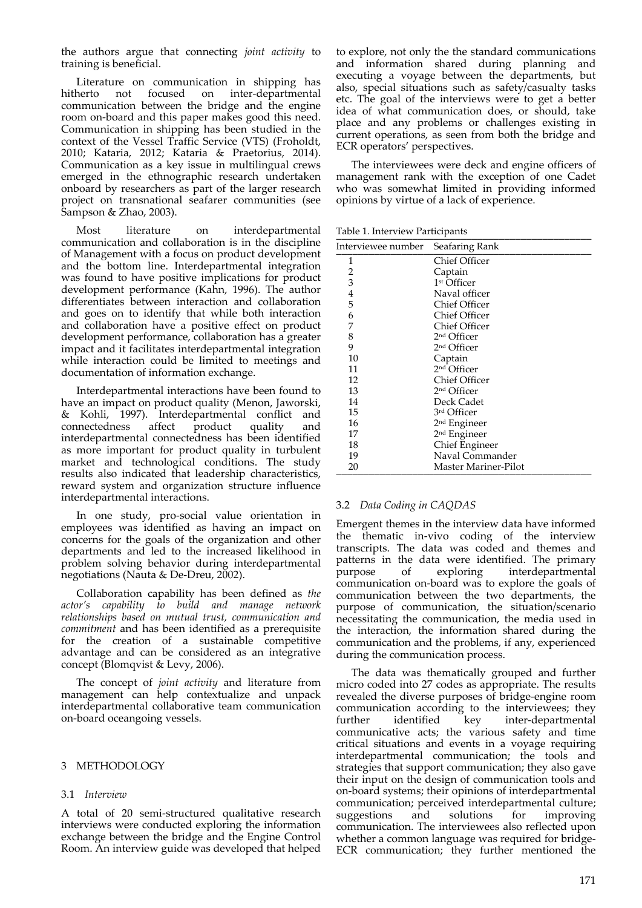the authors argue that connecting *joint activity* to training is beneficial.

Literature on communication in shipping has hitherto not focused on inter-departmental communication between the bridge and the engine room on-board and this paper makes good this need. Communication in shipping has been studied in the context of the Vessel Traffic Service (VTS) (Froholdt, 2010; Kataria, 2012; Kataria & Praetorius, 2014). Communication as a key issue in multilingual crews emerged in the ethnographic research undertaken onboard by researchers as part of the larger research project on transnational seafarer communities (see Sampson & Zhao, 2003).

Most literature on interdepartmental communication and collaboration is in the discipline of Management with a focus on product development and the bottom line. Interdepartmental integration was found to have positive implications for product development performance (Kahn, 1996). The author differentiates between interaction and collaboration and goes on to identify that while both interaction and collaboration have a positive effect on product development performance, collaboration has a greater impact and it facilitates interdepartmental integration while interaction could be limited to meetings and documentation of information exchange.

Interdepartmental interactions have been found to have an impact on product quality (Menon, Jaworski, & Kohli, 1997). Interdepartmental conflict and connectedness affect product quality and interdepartmental connectedness has been identified as more important for product quality in turbulent market and technological conditions. The study results also indicated that leadership characteristics, reward system and organization structure influence interdepartmental interactions.

In one study, pro-social value orientation in employees was identified as having an impact on concerns for the goals of the organization and other departments and led to the increased likelihood in problem solving behavior during interdepartmental negotiations (Nauta & De-Dreu, 2002).

Collaboration capability has been defined as *the actor's capability to build and manage network relationships based on mutual trust, communication and commitment* and has been identified as a prerequisite for the creation of a sustainable competitive advantage and can be considered as an integrative concept (Blomqvist & Levy, 2006).

The concept of *joint activity* and literature from management can help contextualize and unpack interdepartmental collaborative team communication on-board oceangoing vessels.

## 3 METHODOLOGY

### 3.1 *Interview*

A total of 20 semi-structured qualitative research interviews were conducted exploring the information exchange between the bridge and the Engine Control Room. An interview guide was developed that helped to explore, not only the the standard communications and information shared during planning and executing a voyage between the departments, but also, special situations such as safety/casualty tasks etc. The goal of the interviews were to get a better idea of what communication does, or should, take place and any problems or challenges existing in current operations, as seen from both the bridge and ECR operators' perspectives.

The interviewees were deck and engine officers of management rank with the exception of one Cadet who was somewhat limited in providing informed opinions by virtue of a lack of experience.

Table 1. Interview Participants

| Interviewee number | Seafaring Rank |
|---|---|
| 1 | Chief Officer |
| 2 | Captain |
| 3 | 1st Officer |
| 4 | Naval officer |
| 5 | Chief Officer |
| 6 | Chief Officer |
| 7 | Chief Officer |
| 8 | 2nd Officer |
| 9 | 2nd Officer |
| 10 | Captain |
| 11 | 2nd Officer |
| 12 | Chief Officer |
| 13 | 2nd Officer |
| 14 | Deck Cadet |
| 15 | 3rd Officer |
| 16 | 2nd Engineer |
| 17 | 2nd Engineer |
| 18 | Chief Engineer |
| 19 | Naval Commander |
| 20 | Master Mariner-Pilot |

### 3.2 *Data Coding in CAQDAS*

Emergent themes in the interview data have informed the thematic in-vivo coding of the interview transcripts. The data was coded and themes and patterns in the data were identified. The primary purpose of exploring interdepartmental communication on-board was to explore the goals of communication between the two departments, the purpose of communication, the situation/scenario necessitating the communication, the media used in the interaction, the information shared during the communication and the problems, if any, experienced during the communication process.

The data was thematically grouped and further micro coded into 27 codes as appropriate. The results revealed the diverse purposes of bridge-engine room communication according to the interviewees; they further identified key inter-departmental communicative acts; the various safety and time critical situations and events in a voyage requiring interdepartmental communication; the tools and strategies that support communication; they also gave their input on the design of communication tools and on-board systems; their opinions of interdepartmental communication; perceived interdepartmental culture; suggestions and solutions for improving communication. The interviewees also reflected upon whether a common language was required for bridge-ECR communication; they further mentioned the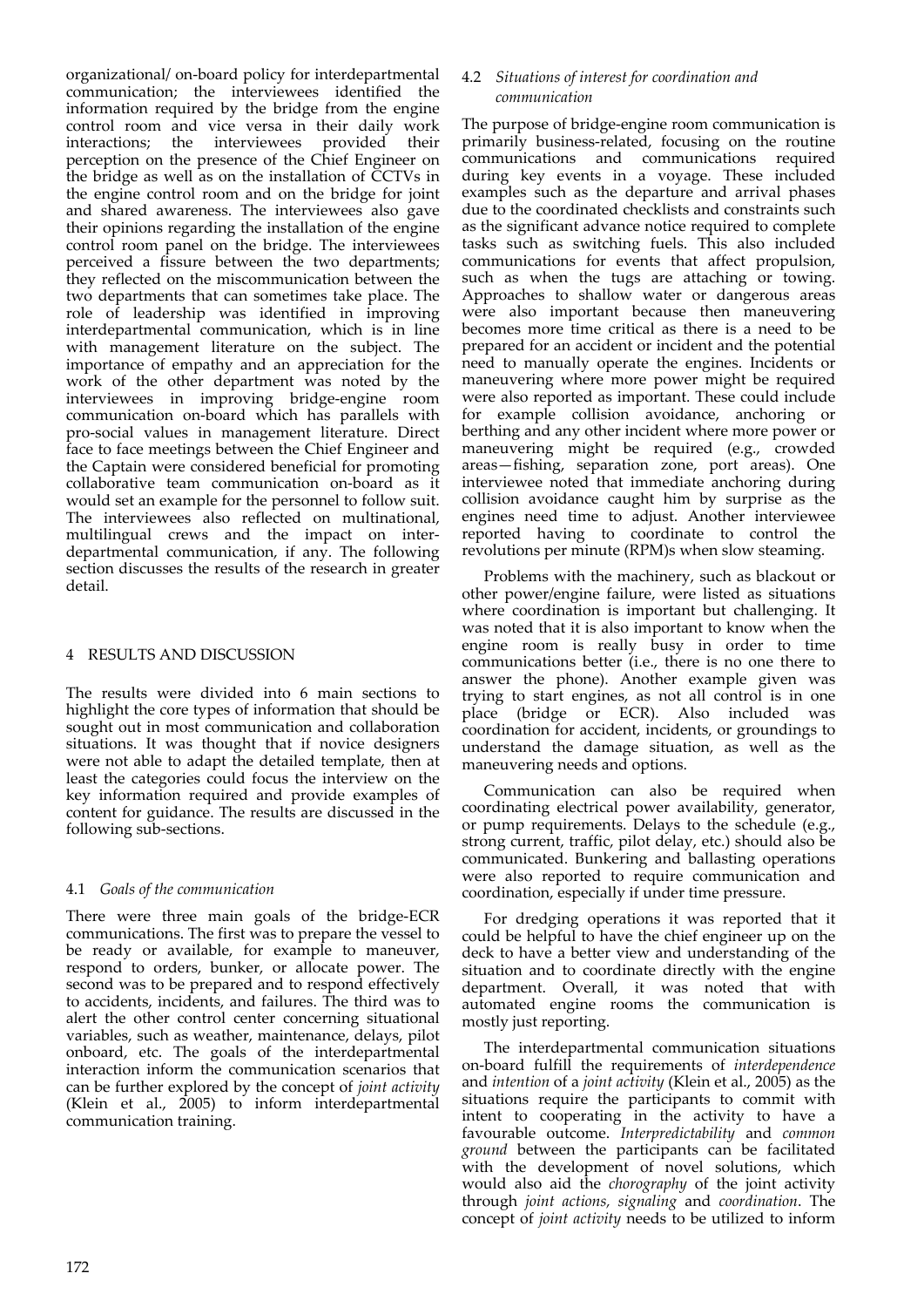organizational/ on-board policy for interdepartmental communication; the interviewees identified the information required by the bridge from the engine control room and vice versa in their daily work interactions; the interviewees provided their perception on the presence of the Chief Engineer on the bridge as well as on the installation of CCTVs in the engine control room and on the bridge for joint and shared awareness. The interviewees also gave their opinions regarding the installation of the engine control room panel on the bridge. The interviewees perceived a fissure between the two departments; they reflected on the miscommunication between the two departments that can sometimes take place. The role of leadership was identified in improving interdepartmental communication, which is in line with management literature on the subject. The importance of empathy and an appreciation for the work of the other department was noted by the interviewees in improving bridge-engine room communication on-board which has parallels with pro-social values in management literature. Direct face to face meetings between the Chief Engineer and the Captain were considered beneficial for promoting collaborative team communication on-board as it would set an example for the personnel to follow suit. The interviewees also reflected on multinational, multilingual crews and the impact on inter-departmental communication, if any. The following section discusses the results of the research in greater detail.

## 4 RESULTS AND DISCUSSION

The results were divided into 6 main sections to highlight the core types of information that should be sought out in most communication and collaboration situations. It was thought that if novice designers were not able to adapt the detailed template, then at least the categories could focus the interview on the key information required and provide examples of content for guidance. The results are discussed in the following sub-sections.

### 4.1 *Goals of the communication*

There were three main goals of the bridge-ECR communications. The first was to prepare the vessel to be ready or available, for example to maneuver, respond to orders, bunker, or allocate power. The second was to be prepared and to respond effectively to accidents, incidents, and failures. The third was to alert the other control center concerning situational variables, such as weather, maintenance, delays, pilot onboard, etc. The goals of the interdepartmental interaction inform the communication scenarios that can be further explored by the concept of *joint activity* (Klein et al., 2005) to inform interdepartmental communication training.

### 4.2 *Situations of interest for coordination and communication*

The purpose of bridge-engine room communication is primarily business-related, focusing on the routine communications and communications required during key events in a voyage. These included examples such as the departure and arrival phases due to the coordinated checklists and constraints such as the significant advance notice required to complete tasks such as switching fuels. This also included communications for events that affect propulsion, such as when the tugs are attaching or towing. Approaches to shallow water or dangerous areas were also important because then maneuvering becomes more time critical as there is a need to be prepared for an accident or incident and the potential need to manually operate the engines. Incidents or maneuvering where more power might be required were also reported as important. These could include for example collision avoidance, anchoring or berthing and any other incident where more power or maneuvering might be required (e.g., crowded areas—fishing, separation zone, port areas). One interviewee noted that immediate anchoring during collision avoidance caught him by surprise as the engines need time to adjust. Another interviewee reported having to coordinate to control the revolutions per minute (RPM)s when slow steaming.

Problems with the machinery, such as blackout or other power/engine failure, were listed as situations where coordination is important but challenging. It was noted that it is also important to know when the engine room is really busy in order to time communications better (i.e., there is no one there to answer the phone). Another example given was trying to start engines, as not all control is in one place (bridge or ECR). Also included was coordination for accident, incidents, or groundings to understand the damage situation, as well as the maneuvering needs and options.

Communication can also be required when coordinating electrical power availability, generator, or pump requirements. Delays to the schedule (e.g., strong current, traffic, pilot delay, etc.) should also be communicated. Bunkering and ballasting operations were also reported to require communication and coordination, especially if under time pressure.

For dredging operations it was reported that it could be helpful to have the chief engineer up on the deck to have a better view and understanding of the situation and to coordinate directly with the engine department. Overall, it was noted that with automated engine rooms the communication is mostly just reporting.

The interdepartmental communication situations on-board fulfill the requirements of *interdependence* and *intention* of a *joint activity* (Klein et al., 2005) as the situations require the participants to commit with intent to cooperating in the activity to have a favourable outcome. *Interpredictability* and *common ground* between the participants can be facilitated with the development of novel solutions, which would also aid the *chorography* of the joint activity through *joint actions, signaling* and *coordination*. The concept of *joint activity* needs to be utilized to inform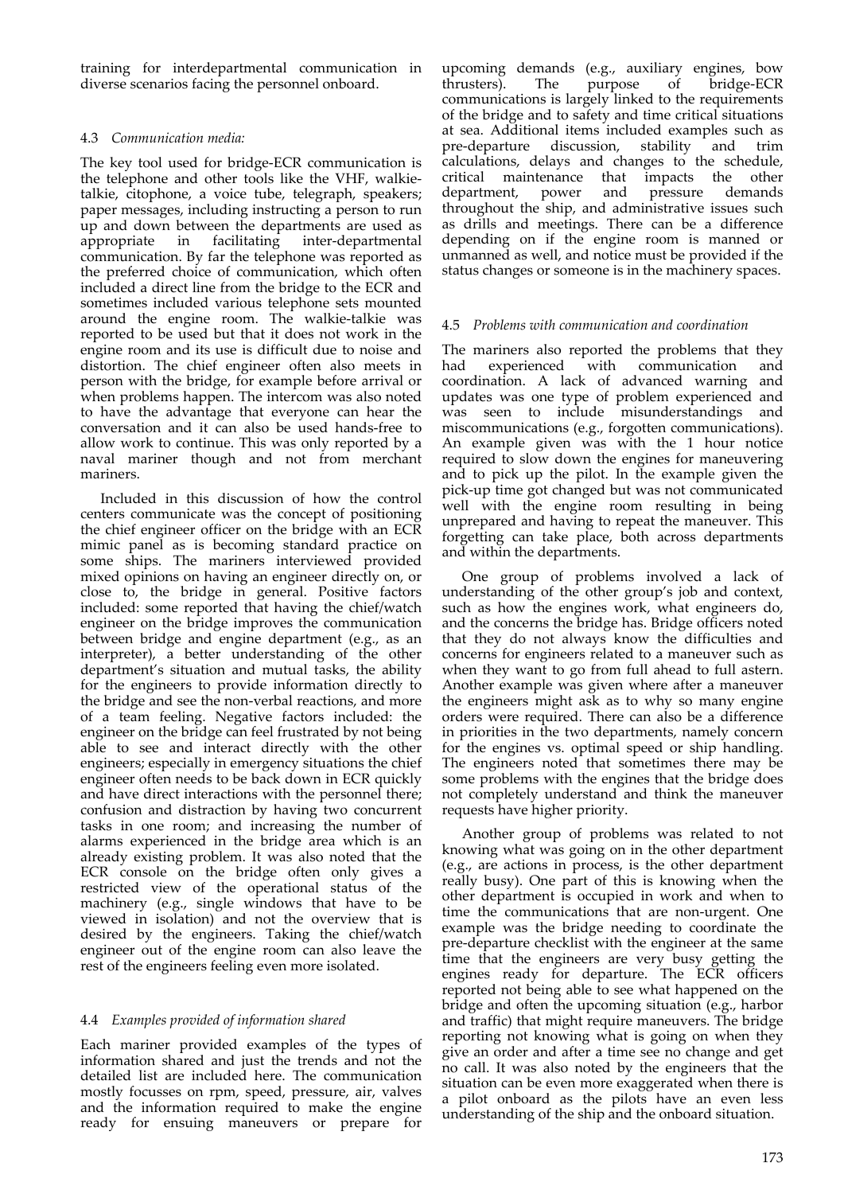training for interdepartmental communication in diverse scenarios facing the personnel onboard.

### 4.3 *Communication media:*

The key tool used for bridge-ECR communication is the telephone and other tools like the VHF, walkie-talkie, citophone, a voice tube, telegraph, speakers; paper messages, including instructing a person to run up and down between the departments are used as appropriate in facilitating inter-departmental communication. By far the telephone was reported as the preferred choice of communication, which often included a direct line from the bridge to the ECR and sometimes included various telephone sets mounted around the engine room. The walkie-talkie was reported to be used but that it does not work in the engine room and its use is difficult due to noise and distortion. The chief engineer often also meets in person with the bridge, for example before arrival or when problems happen. The intercom was also noted to have the advantage that everyone can hear the conversation and it can also be used hands-free to allow work to continue. This was only reported by a naval mariner though and not from merchant mariners.

Included in this discussion of how the control centers communicate was the concept of positioning the chief engineer officer on the bridge with an ECR mimic panel as is becoming standard practice on some ships. The mariners interviewed provided mixed opinions on having an engineer directly on, or close to, the bridge in general. Positive factors included: some reported that having the chief/watch engineer on the bridge improves the communication between bridge and engine department (e.g., as an interpreter), a better understanding of the other department's situation and mutual tasks, the ability for the engineers to provide information directly to the bridge and see the non-verbal reactions, and more of a team feeling. Negative factors included: the engineer on the bridge can feel frustrated by not being able to see and interact directly with the other engineers; especially in emergency situations the chief engineer often needs to be back down in ECR quickly and have direct interactions with the personnel there; confusion and distraction by having two concurrent tasks in one room; and increasing the number of alarms experienced in the bridge area which is an already existing problem. It was also noted that the ECR console on the bridge often only gives a restricted view of the operational status of the machinery (e.g., single windows that have to be viewed in isolation) and not the overview that is desired by the engineers. Taking the chief/watch engineer out of the engine room can also leave the rest of the engineers feeling even more isolated.

### 4.4 *Examples provided of information shared*

Each mariner provided examples of the types of information shared and just the trends and not the detailed list are included here. The communication mostly focusses on rpm, speed, pressure, air, valves and the information required to make the engine ready for ensuing maneuvers or prepare for upcoming demands (e.g., auxiliary engines, bow thrusters). The purpose of bridge-ECR communications is largely linked to the requirements of the bridge and to safety and time critical situations at sea. Additional items included examples such as pre-departure discussion, stability and trim calculations, delays and changes to the schedule, critical maintenance that impacts the other department, power and pressure demands throughout the ship, and administrative issues such as drills and meetings. There can be a difference depending on if the engine room is manned or unmanned as well, and notice must be provided if the status changes or someone is in the machinery spaces.

### 4.5 *Problems with communication and coordination*

The mariners also reported the problems that they had experienced with communication and coordination. A lack of advanced warning and updates was one type of problem experienced and was seen to include misunderstandings and miscommunications (e.g., forgotten communications). An example given was with the 1 hour notice required to slow down the engines for maneuvering and to pick up the pilot. In the example given the pick-up time got changed but was not communicated well with the engine room resulting in being unprepared and having to repeat the maneuver. This forgetting can take place, both across departments and within the departments.

One group of problems involved a lack of understanding of the other group's job and context, such as how the engines work, what engineers do, and the concerns the bridge has. Bridge officers noted that they do not always know the difficulties and concerns for engineers related to a maneuver such as when they want to go from full ahead to full astern. Another example was given where after a maneuver the engineers might ask as to why so many engine orders were required. There can also be a difference in priorities in the two departments, namely concern for the engines vs. optimal speed or ship handling. The engineers noted that sometimes there may be some problems with the engines that the bridge does not completely understand and think the maneuver requests have higher priority.

Another group of problems was related to not knowing what was going on in the other department (e.g., are actions in process, is the other department really busy). One part of this is knowing when the other department is occupied in work and when to time the communications that are non-urgent. One example was the bridge needing to coordinate the pre-departure checklist with the engineer at the same time that the engineers are very busy getting the engines ready for departure. The ECR officers reported not being able to see what happened on the bridge and often the upcoming situation (e.g., harbor and traffic) that might require maneuvers. The bridge reporting not knowing what is going on when they give an order and after a time see no change and get no call. It was also noted by the engineers that the situation can be even more exaggerated when there is a pilot onboard as the pilots have an even less understanding of the ship and the onboard situation.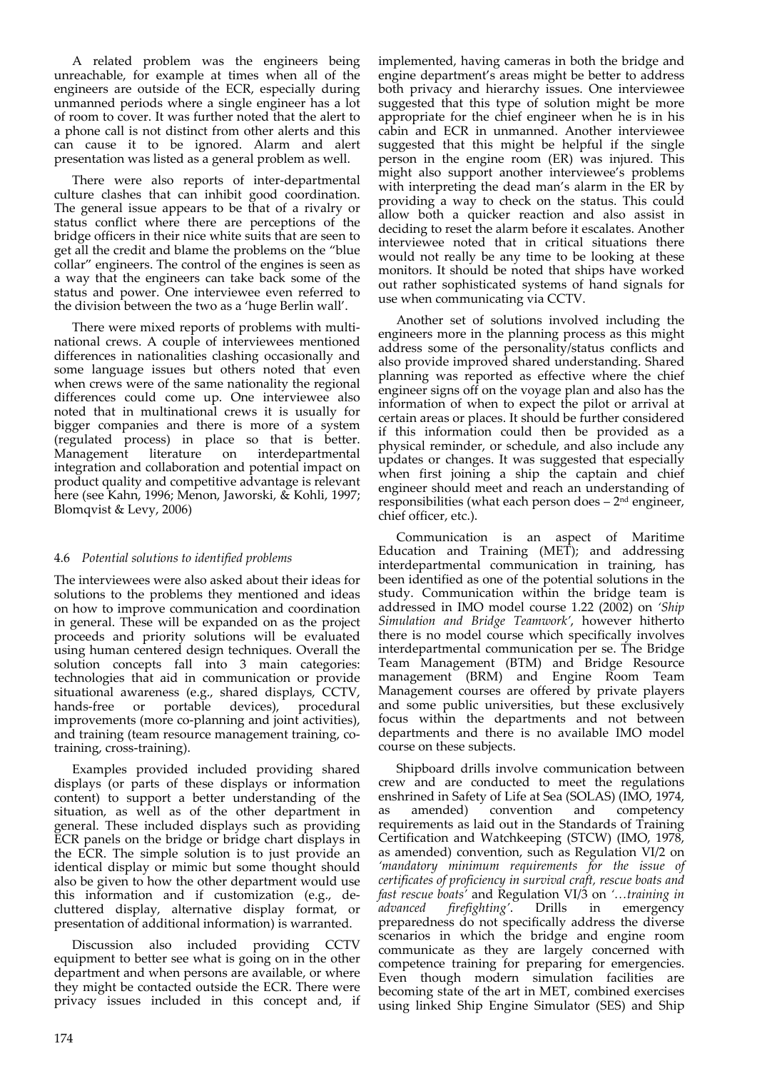A related problem was the engineers being unreachable, for example at times when all of the engineers are outside of the ECR, especially during unmanned periods where a single engineer has a lot of room to cover. It was further noted that the alert to a phone call is not distinct from other alerts and this can cause it to be ignored. Alarm and alert presentation was listed as a general problem as well.

There were also reports of inter-departmental culture clashes that can inhibit good coordination. The general issue appears to be that of a rivalry or status conflict where there are perceptions of the bridge officers in their nice white suits that are seen to get all the credit and blame the problems on the "blue collar" engineers. The control of the engines is seen as a way that the engineers can take back some of the status and power. One interviewee even referred to the division between the two as a 'huge Berlin wall'.

There were mixed reports of problems with multi-national crews. A couple of interviewees mentioned differences in nationalities clashing occasionally and some language issues but others noted that even when crews were of the same nationality the regional differences could come up. One interviewee also noted that in multinational crews it is usually for bigger companies and there is more of a system (regulated process) in place so that is better. Management literature on interdepartmental integration and collaboration and potential impact on product quality and competitive advantage is relevant here (see Kahn, 1996; Menon, Jaworski, & Kohli, 1997; Blomqvist & Levy, 2006)

### 4.6 *Potential solutions to identified problems*

The interviewees were also asked about their ideas for solutions to the problems they mentioned and ideas on how to improve communication and coordination in general. These will be expanded on as the project proceeds and priority solutions will be evaluated using human centered design techniques. Overall the solution concepts fall into 3 main categories: technologies that aid in communication or provide situational awareness (e.g., shared displays, CCTV, hands-free or portable devices), procedural improvements (more co-planning and joint activities), and training (team resource management training, co-training, cross-training).

Examples provided included providing shared displays (or parts of these displays or information content) to support a better understanding of the situation, as well as of the other department in general. These included displays such as providing ECR panels on the bridge or bridge chart displays in the ECR. The simple solution is to just provide an identical display or mimic but some thought should also be given to how the other department would use this information and if customization (e.g., de-cluttered display, alternative display format, or presentation of additional information) is warranted.

Discussion also included providing CCTV equipment to better see what is going on in the other department and when persons are available, or where they might be contacted outside the ECR. There were privacy issues included in this concept and, if implemented, having cameras in both the bridge and engine department's areas might be better to address both privacy and hierarchy issues. One interviewee suggested that this type of solution might be more appropriate for the chief engineer when he is in his cabin and ECR in unmanned. Another interviewee suggested that this might be helpful if the single person in the engine room (ER) was injured. This might also support another interviewee's problems with interpreting the dead man's alarm in the ER by providing a way to check on the status. This could allow both a quicker reaction and also assist in deciding to reset the alarm before it escalates. Another interviewee noted that in critical situations there would not really be any time to be looking at these monitors. It should be noted that ships have worked out rather sophisticated systems of hand signals for use when communicating via CCTV.

Another set of solutions involved including the engineers more in the planning process as this might address some of the personality/status conflicts and also provide improved shared understanding. Shared planning was reported as effective where the chief engineer signs off on the voyage plan and also has the information of when to expect the pilot or arrival at certain areas or places. It should be further considered if this information could then be provided as a physical reminder, or schedule, and also include any updates or changes. It was suggested that especially when first joining a ship the captain and chief engineer should meet and reach an understanding of responsibilities (what each person does – 2nd engineer, chief officer, etc.).

Communication is an aspect of Maritime Education and Training (MET); and addressing interdepartmental communication in training, has been identified as one of the potential solutions in the study. Communication within the bridge team is addressed in IMO model course 1.22 (2002) on *'Ship Simulation and Bridge Teamwork'*, however hitherto there is no model course which specifically involves interdepartmental communication per se. The Bridge Team Management (BTM) and Bridge Resource management (BRM) and Engine Room Team Management courses are offered by private players and some public universities, but these exclusively focus within the departments and not between departments and there is no available IMO model course on these subjects.

Shipboard drills involve communication between crew and are conducted to meet the regulations enshrined in Safety of Life at Sea (SOLAS) (IMO, 1974, as amended) convention and competency requirements as laid out in the Standards of Training Certification and Watchkeeping (STCW) (IMO, 1978, as amended) convention, such as Regulation VI/2 on *'mandatory minimum requirements for the issue of certificates of proficiency in survival craft, rescue boats and fast rescue boats'* and Regulation VI/3 on *'…training in advanced firefighting'*. Drills in emergency preparedness do not specifically address the diverse scenarios in which the bridge and engine room communicate as they are largely concerned with competence training for preparing for emergencies. Even though modern simulation facilities are becoming state of the art in MET, combined exercises using linked Ship Engine Simulator (SES) and Ship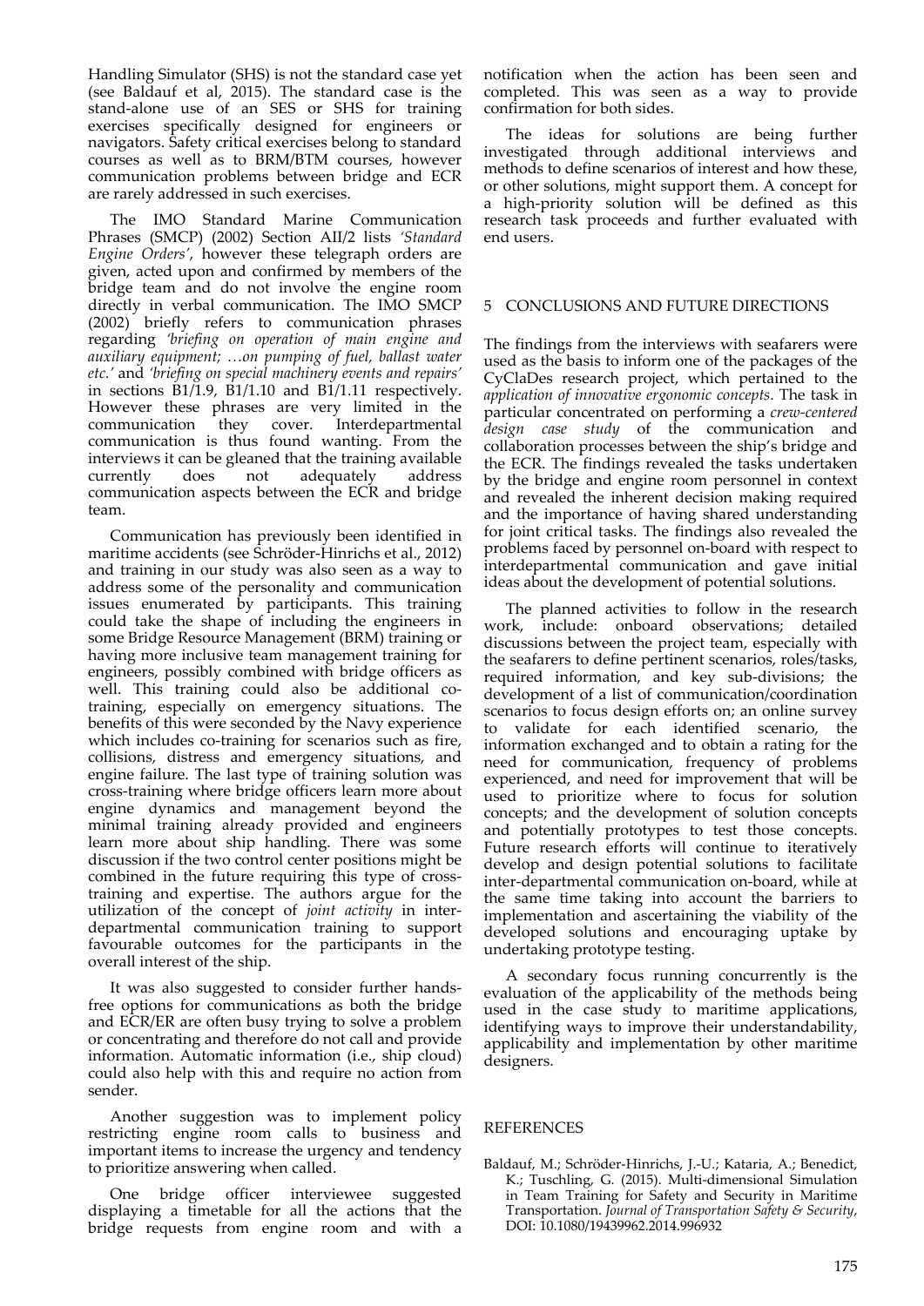Handling Simulator (SHS) is not the standard case yet (see Baldauf et al, 2015). The standard case is the stand-alone use of an SES or SHS for training exercises specifically designed for engineers or navigators. Safety critical exercises belong to standard courses as well as to BRM/BTM courses, however communication problems between bridge and ECR are rarely addressed in such exercises.

The IMO Standard Marine Communication Phrases (SMCP) (2002) Section AII/2 lists *'Standard Engine Orders'*, however these telegraph orders are given, acted upon and confirmed by members of the bridge team and do not involve the engine room directly in verbal communication. The IMO SMCP (2002) briefly refers to communication phrases regarding *'briefing on operation of main engine and auxiliary equipment; …on pumping of fuel, ballast water etc.'* and *'briefing on special machinery events and repairs'* in sections B1/1.9, B1/1.10 and B1/1.11 respectively. However these phrases are very limited in the communication they cover. Interdepartmental communication is thus found wanting. From the interviews it can be gleaned that the training available currently does not adequately address communication aspects between the ECR and bridge team.

Communication has previously been identified in maritime accidents (see Schröder-Hinrichs et al., 2012) and training in our study was also seen as a way to address some of the personality and communication issues enumerated by participants. This training could take the shape of including the engineers in some Bridge Resource Management (BRM) training or having more inclusive team management training for engineers, possibly combined with bridge officers as well. This training could also be additional co-training, especially on emergency situations. The benefits of this were seconded by the Navy experience which includes co-training for scenarios such as fire, collisions, distress and emergency situations, and engine failure. The last type of training solution was cross-training where bridge officers learn more about engine dynamics and management beyond the minimal training already provided and engineers learn more about ship handling. There was some discussion if the two control center positions might be combined in the future requiring this type of cross-training and expertise. The authors argue for the utilization of the concept of *joint activity* in inter-departmental communication training to support favourable outcomes for the participants in the overall interest of the ship.

It was also suggested to consider further hands-free options for communications as both the bridge and ECR/ER are often busy trying to solve a problem or concentrating and therefore do not call and provide information. Automatic information (i.e., ship cloud) could also help with this and require no action from sender.

Another suggestion was to implement policy restricting engine room calls to business and important items to increase the urgency and tendency to prioritize answering when called.

One bridge officer interviewee suggested displaying a timetable for all the actions that the bridge requests from engine room and with a notification when the action has been seen and completed. This was seen as a way to provide confirmation for both sides.

The ideas for solutions are being further investigated through additional interviews and methods to define scenarios of interest and how these, or other solutions, might support them. A concept for a high-priority solution will be defined as this research task proceeds and further evaluated with end users.

## 5 CONCLUSIONS AND FUTURE DIRECTIONS

The findings from the interviews with seafarers were used as the basis to inform one of the packages of the CyClaDes research project, which pertained to the *application of innovative ergonomic concepts*. The task in particular concentrated on performing a *crew-centered design case study* of the communication and collaboration processes between the ship's bridge and the ECR. The findings revealed the tasks undertaken by the bridge and engine room personnel in context and revealed the inherent decision making required and the importance of having shared understanding for joint critical tasks. The findings also revealed the problems faced by personnel on-board with respect to interdepartmental communication and gave initial ideas about the development of potential solutions.

The planned activities to follow in the research work, include: onboard observations; detailed discussions between the project team, especially with the seafarers to define pertinent scenarios, roles/tasks, required information, and key sub-divisions; the development of a list of communication/coordination scenarios to focus design efforts on; an online survey to validate for each identified scenario, the information exchanged and to obtain a rating for the need for communication, frequency of problems experienced, and need for improvement that will be used to prioritize where to focus for solution concepts; and the development of solution concepts and potentially prototypes to test those concepts. Future research efforts will continue to iteratively develop and design potential solutions to facilitate inter-departmental communication on-board, while at the same time taking into account the barriers to implementation and ascertaining the viability of the developed solutions and encouraging uptake by undertaking prototype testing.

A secondary focus running concurrently is the evaluation of the applicability of the methods being used in the case study to maritime applications, identifying ways to improve their understandability, applicability and implementation by other maritime designers.

## REFERENCES

Baldauf, M.; Schröder-Hinrichs, J.-U.; Kataria, A.; Benedict, K.; Tuschling, G. (2015). Multi-dimensional Simulation in Team Training for Safety and Security in Maritime Transportation. *Journal of Transportation Safety & Security*, DOI: 10.1080/19439962.2014.996932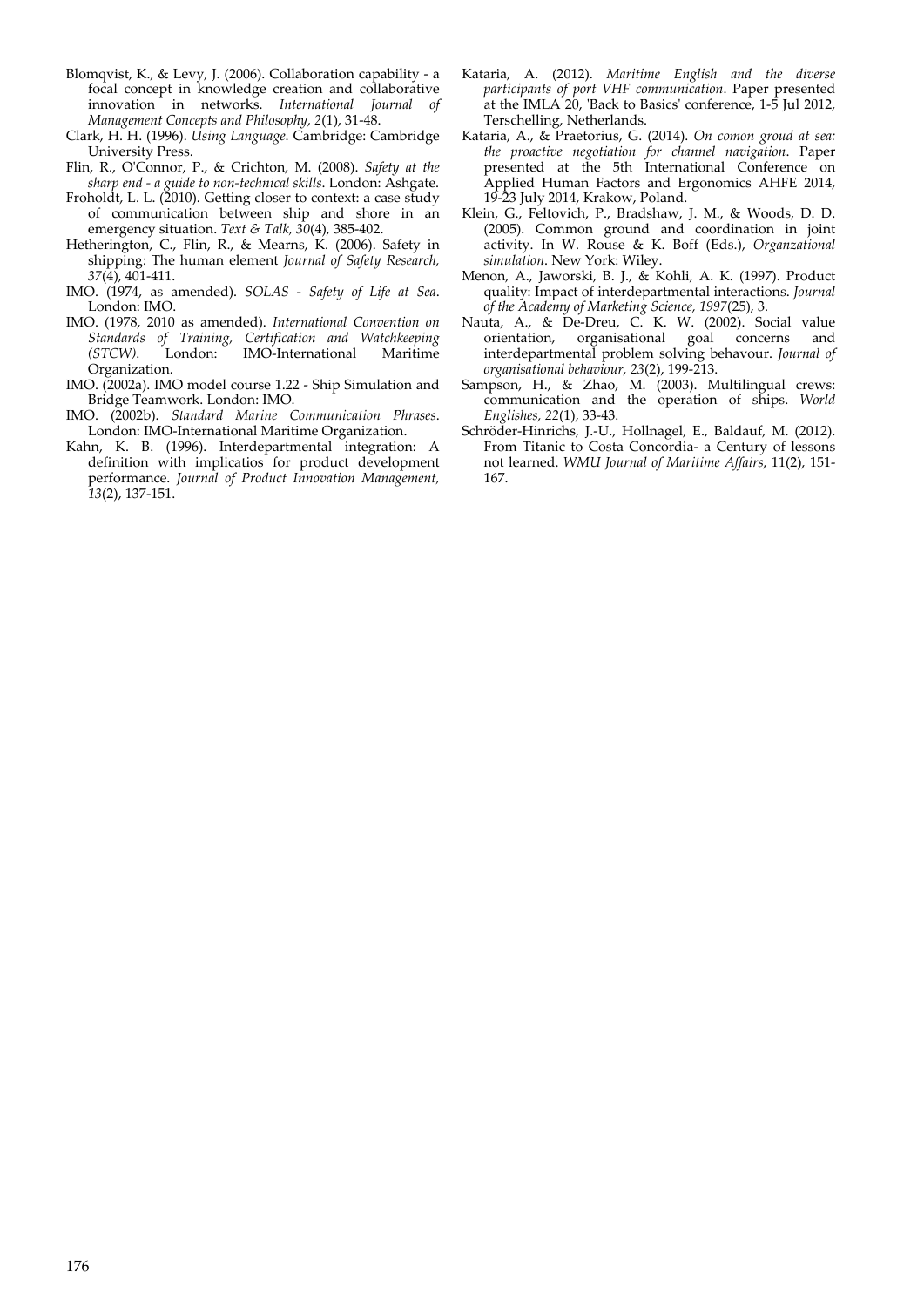Blomqvist, K., & Levy, J. (2006). Collaboration capability - a focal concept in knowledge creation and collaborative innovation in networks. *International Journal of Management Concepts and Philosophy, 2*(1), 31-48.

Clark, H. H. (1996). *Using Language*. Cambridge: Cambridge University Press.

Flin, R., O'Connor, P., & Crichton, M. (2008). *Safety at the sharp end - a guide to non-technical skills*. London: Ashgate.

Froholdt, L. L. (2010). Getting closer to context: a case study of communication between ship and shore in an emergency situation. *Text & Talk, 30*(4), 385-402.

Hetherington, C., Flin, R., & Mearns, K. (2006). Safety in shipping: The human element *Journal of Safety Research, 37*(4), 401-411.

IMO. (1974, as amended). *SOLAS - Safety of Life at Sea*. London: IMO.

IMO. (1978, 2010 as amended). *International Convention on Standards of Training, Certification and Watchkeeping (STCW)*. London: IMO-International Maritime Organization.

IMO. (2002a). IMO model course 1.22 - Ship Simulation and Bridge Teamwork. London: IMO.

IMO. (2002b). *Standard Marine Communication Phrases*. London: IMO-International Maritime Organization.

Kahn, K. B. (1996). Interdepartmental integration: A definition with implicatios for product development performance. *Journal of Product Innovation Management, 13*(2), 137-151.

Kataria, A. (2012). *Maritime English and the diverse participants of port VHF communication*. Paper presented at the IMLA 20, 'Back to Basics' conference, 1-5 Jul 2012, Terschelling, Netherlands.

Kataria, A., & Praetorius, G. (2014). *On comon groud at sea: the proactive negotiation for channel navigation*. Paper presented at the 5th International Conference on Applied Human Factors and Ergonomics AHFE 2014, 19-23 July 2014, Krakow, Poland.

Klein, G., Feltovich, P., Bradshaw, J. M., & Woods, D. D. (2005). Common ground and coordination in joint activity. In W. Rouse & K. Boff (Eds.), *Organzational simulation*. New York: Wiley.

Menon, A., Jaworski, B. J., & Kohli, A. K. (1997). Product quality: Impact of interdepartmental interactions. *Journal of the Academy of Marketing Science, 1997*(25), 3.

Nauta, A., & De-Dreu, C. K. W. (2002). Social value orientation, organisational goal concerns and interdepartmental problem solving behavour. *Journal of organisational behaviour, 23*(2), 199-213.

Sampson, H., & Zhao, M. (2003). Multilingual crews: communication and the operation of ships. *World Englishes, 22*(1), 33-43.

Schröder-Hinrichs, J.-U., Hollnagel, E., Baldauf, M. (2012). From Titanic to Costa Concordia- a Century of lessons not learned. *WMU Journal of Maritime Affairs*, 11(2), 151-167.